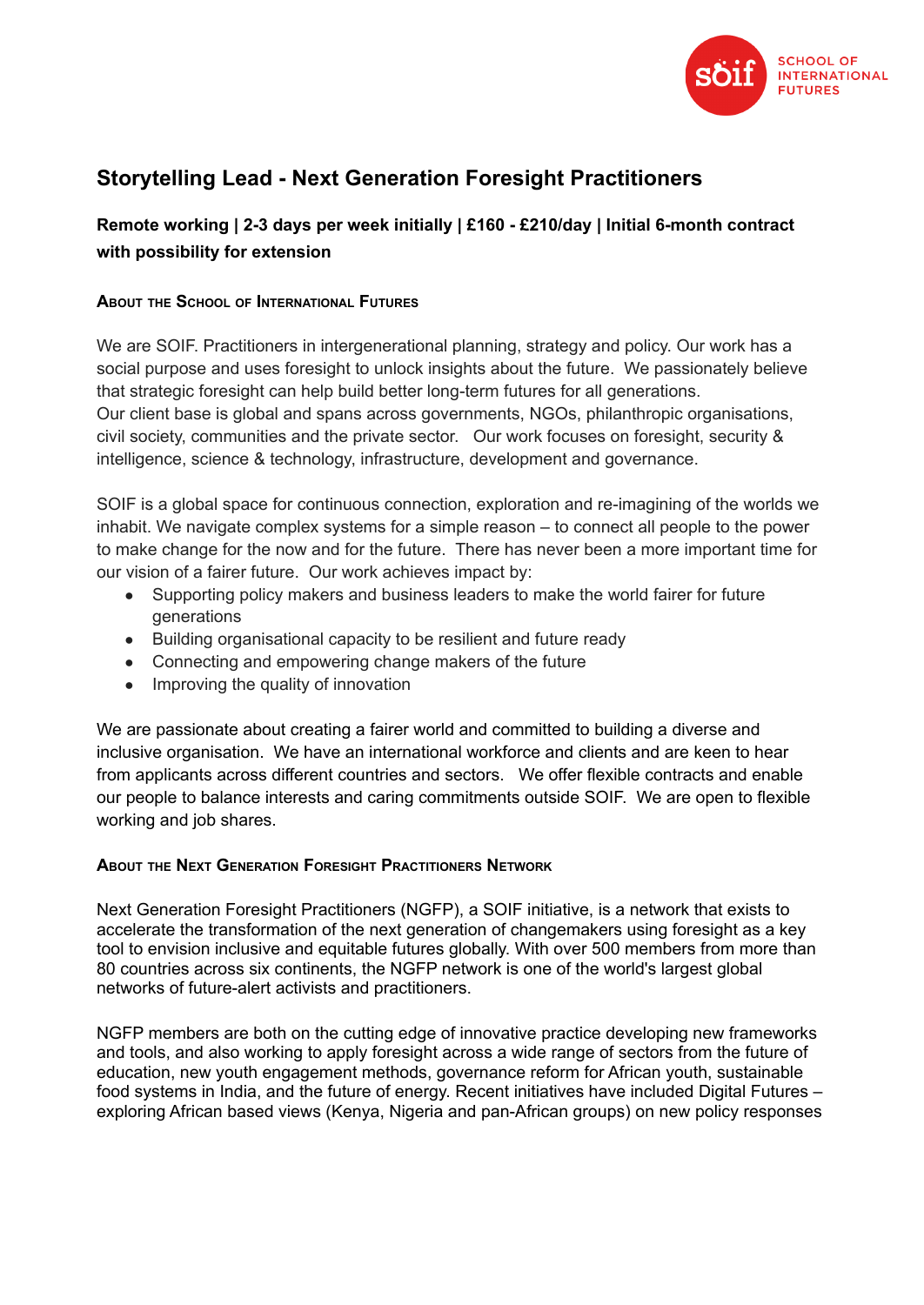SCHOOL OF INTERNATIONAL FUTURES

# Storytelling Lead - Next Generation Foresight Practitioners

### Remote working | 2-3 days per week initially | £160 - £210/day | Initial 6-month contract with possibility for extension

#### About the School of International Futures

We are SOIF. Practitioners in intergenerational planning, strategy and policy. Our work has a social purpose and uses foresight to unlock insights about the future. We passionately believe that strategic foresight can help build better long-term futures for all generations.
Our client base is global and spans across governments, NGOs, philanthropic organisations, civil society, communities and the private sector. Our work focuses on foresight, security & intelligence, science & technology, infrastructure, development and governance.

SOIF is a global space for continuous connection, exploration and re-imagining of the worlds we inhabit. We navigate complex systems for a simple reason – to connect all people to the power to make change for the now and for the future. There has never been a more important time for our vision of a fairer future. Our work achieves impact by:

- Supporting policy makers and business leaders to make the world fairer for future generations
- Building organisational capacity to be resilient and future ready
- Connecting and empowering change makers of the future
- Improving the quality of innovation

We are passionate about creating a fairer world and committed to building a diverse and inclusive organisation. We have an international workforce and clients and are keen to hear from applicants across different countries and sectors. We offer flexible contracts and enable our people to balance interests and caring commitments outside SOIF. We are open to flexible working and job shares.

#### About the Next Generation Foresight Practitioners Network

Next Generation Foresight Practitioners (NGFP), a SOIF initiative, is a network that exists to accelerate the transformation of the next generation of changemakers using foresight as a key tool to envision inclusive and equitable futures globally. With over 500 members from more than 80 countries across six continents, the NGFP network is one of the world's largest global networks of future-alert activists and practitioners.

NGFP members are both on the cutting edge of innovative practice developing new frameworks and tools, and also working to apply foresight across a wide range of sectors from the future of education, new youth engagement methods, governance reform for African youth, sustainable food systems in India, and the future of energy. Recent initiatives have included Digital Futures – exploring African based views (Kenya, Nigeria and pan-African groups) on new policy responses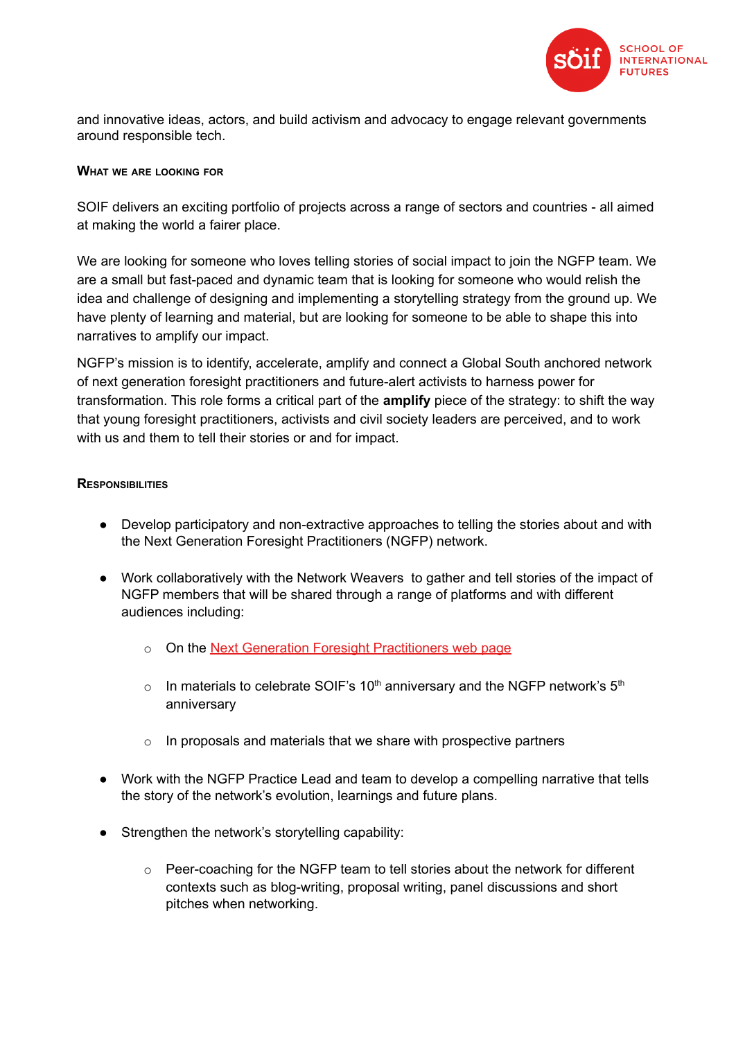and innovative ideas, actors, and build activism and advocacy to engage relevant governments around responsible tech.

### What we are looking for

SOIF delivers an exciting portfolio of projects across a range of sectors and countries - all aimed at making the world a fairer place.

We are looking for someone who loves telling stories of social impact to join the NGFP team. We are a small but fast-paced and dynamic team that is looking for someone who would relish the idea and challenge of designing and implementing a storytelling strategy from the ground up. We have plenty of learning and material, but are looking for someone to be able to shape this into narratives to amplify our impact.

NGFP's mission is to identify, accelerate, amplify and connect a Global South anchored network of next generation foresight practitioners and future-alert activists to harness power for transformation. This role forms a critical part of the **amplify** piece of the strategy: to shift the way that young foresight practitioners, activists and civil society leaders are perceived, and to work with us and them to tell their stories or and for impact.

### Responsibilities

- Develop participatory and non-extractive approaches to telling the stories about and with the Next Generation Foresight Practitioners (NGFP) network.
- Work collaboratively with the Network Weavers to gather and tell stories of the impact of NGFP members that will be shared through a range of platforms and with different audiences including:
    - On the Next Generation Foresight Practitioners web page
    - In materials to celebrate SOIF's 10th anniversary and the NGFP network's 5th anniversary
    - In proposals and materials that we share with prospective partners
- Work with the NGFP Practice Lead and team to develop a compelling narrative that tells the story of the network's evolution, learnings and future plans.
- Strengthen the network's storytelling capability:
    - Peer-coaching for the NGFP team to tell stories about the network for different contexts such as blog-writing, proposal writing, panel discussions and short pitches when networking.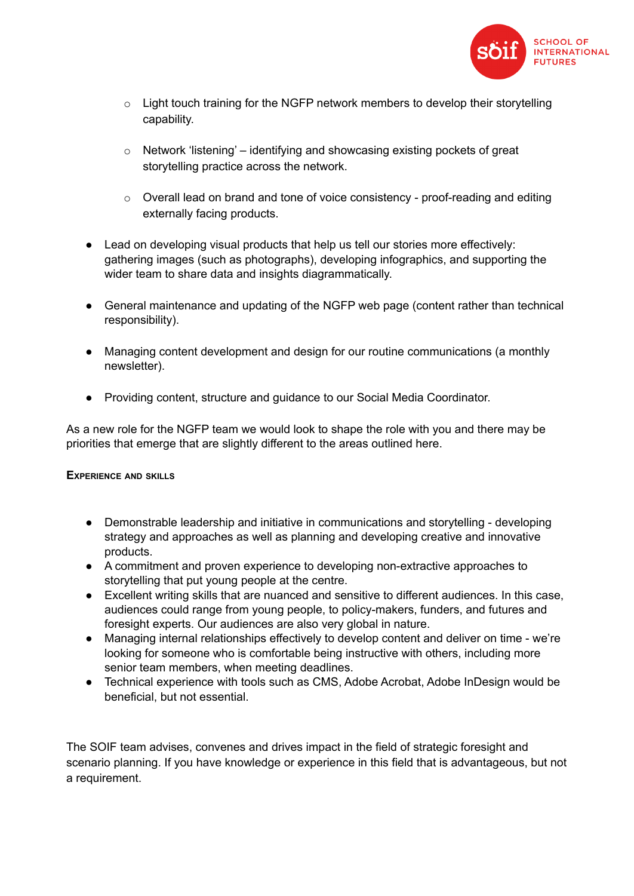- Light touch training for the NGFP network members to develop their storytelling capability.

  - Network 'listening' – identifying and showcasing existing pockets of great storytelling practice across the network.

  - Overall lead on brand and tone of voice consistency - proof-reading and editing externally facing products.

- Lead on developing visual products that help us tell our stories more effectively: gathering images (such as photographs), developing infographics, and supporting the wider team to share data and insights diagrammatically.

- General maintenance and updating of the NGFP web page (content rather than technical responsibility).

- Managing content development and design for our routine communications (a monthly newsletter).

- Providing content, structure and guidance to our Social Media Coordinator.

As a new role for the NGFP team we would look to shape the role with you and there may be priorities that emerge that are slightly different to the areas outlined here.

### Experience and skills

- Demonstrable leadership and initiative in communications and storytelling - developing strategy and approaches as well as planning and developing creative and innovative products.
- A commitment and proven experience to developing non-extractive approaches to storytelling that put young people at the centre.
- Excellent writing skills that are nuanced and sensitive to different audiences. In this case, audiences could range from young people, to policy-makers, funders, and futures and foresight experts. Our audiences are also very global in nature.
- Managing internal relationships effectively to develop content and deliver on time - we're looking for someone who is comfortable being instructive with others, including more senior team members, when meeting deadlines.
- Technical experience with tools such as CMS, Adobe Acrobat, Adobe InDesign would be beneficial, but not essential.

The SOIF team advises, convenes and drives impact in the field of strategic foresight and scenario planning. If you have knowledge or experience in this field that is advantageous, but not a requirement.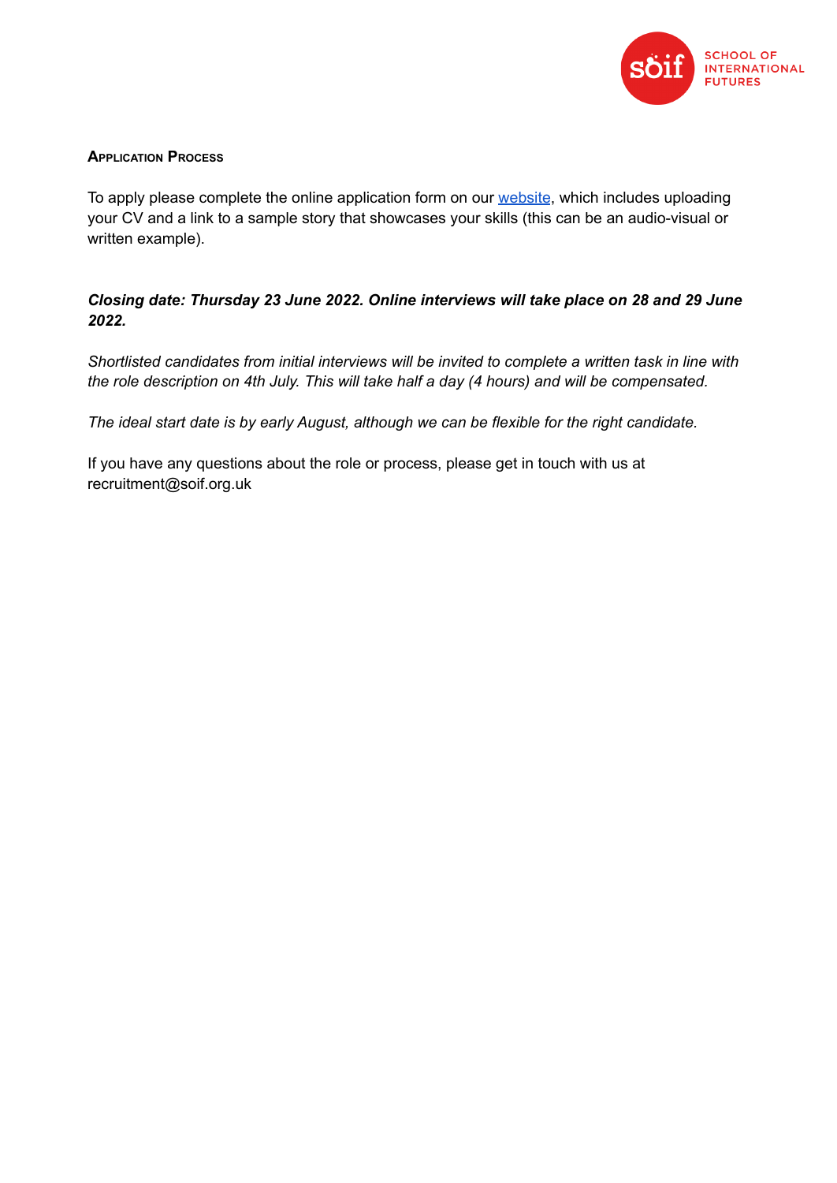## Application Process

To apply please complete the online application form on our [website](), which includes uploading your CV and a link to a sample story that showcases your skills (this can be an audio-visual or written example).

***Closing date: Thursday 23 June 2022. Online interviews will take place on 28 and 29 June 2022.***

*Shortlisted candidates from initial interviews will be invited to complete a written task in line with the role description on 4th July. This will take half a day (4 hours) and will be compensated.*

*The ideal start date is by early August, although we can be flexible for the right candidate.*

If you have any questions about the role or process, please get in touch with us at recruitment@soif.org.uk